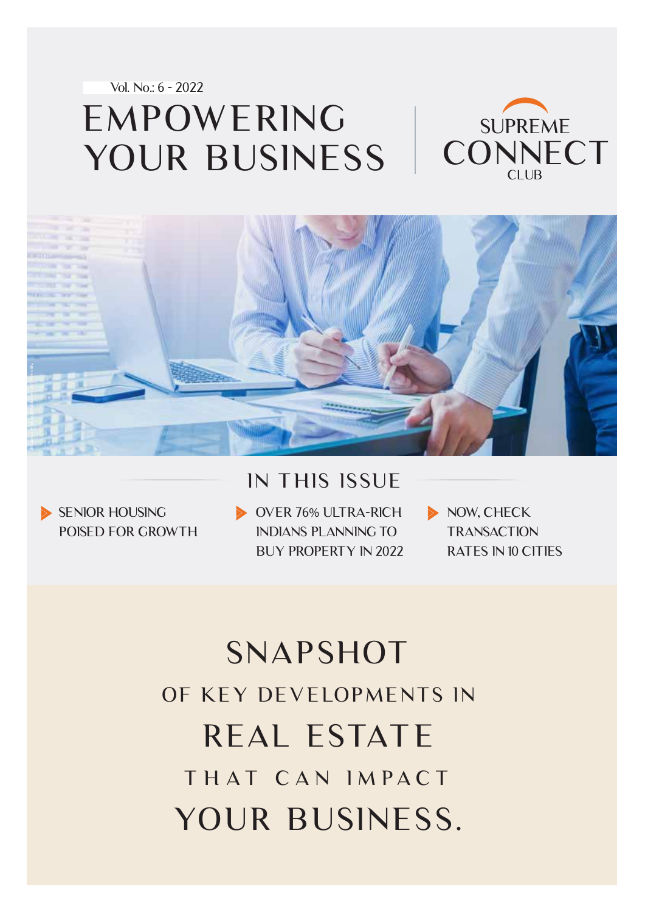Vol. No.: 6 - 2022

# EMPOWERING YOUR BUSINESS

SUPREME CONNECT CLUB

## IN THIS ISSUE

- SENIOR HOUSING POISED FOR GROWTH
- OVER 76% ULTRA-RICH INDIANS PLANNING TO BUY PROPERTY IN 2022
- NOW, CHECK TRANSACTION RATES IN 10 CITIES

# SNAPSHOT
## OF KEY DEVELOPMENTS IN
# REAL ESTATE
## THAT CAN IMPACT
# YOUR BUSINESS.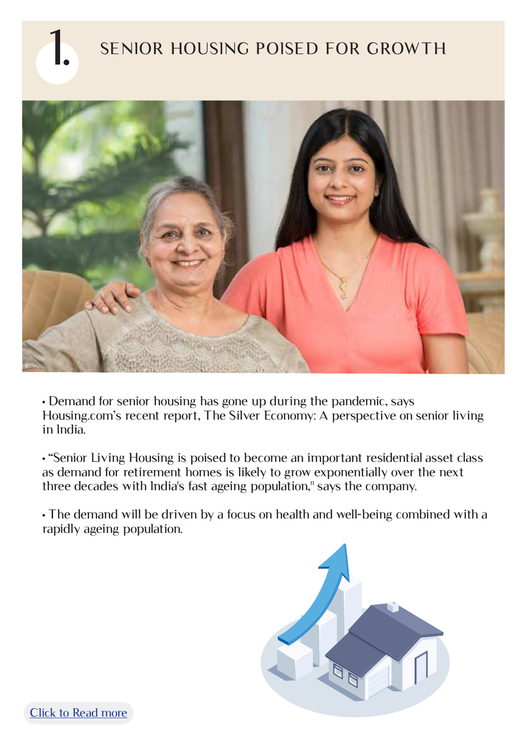# 1. SENIOR HOUSING POISED FOR GROWTH

- Demand for senior housing has gone up during the pandemic, says Housing.com's recent report, The Silver Economy: A perspective on senior living in India.

- "Senior Living Housing is poised to become an important residential asset class as demand for retirement homes is likely to grow exponentially over the next three decades with India's fast ageing population," says the company.

- The demand will be driven by a focus on health and well-being combined with a rapidly ageing population.

Click to Read more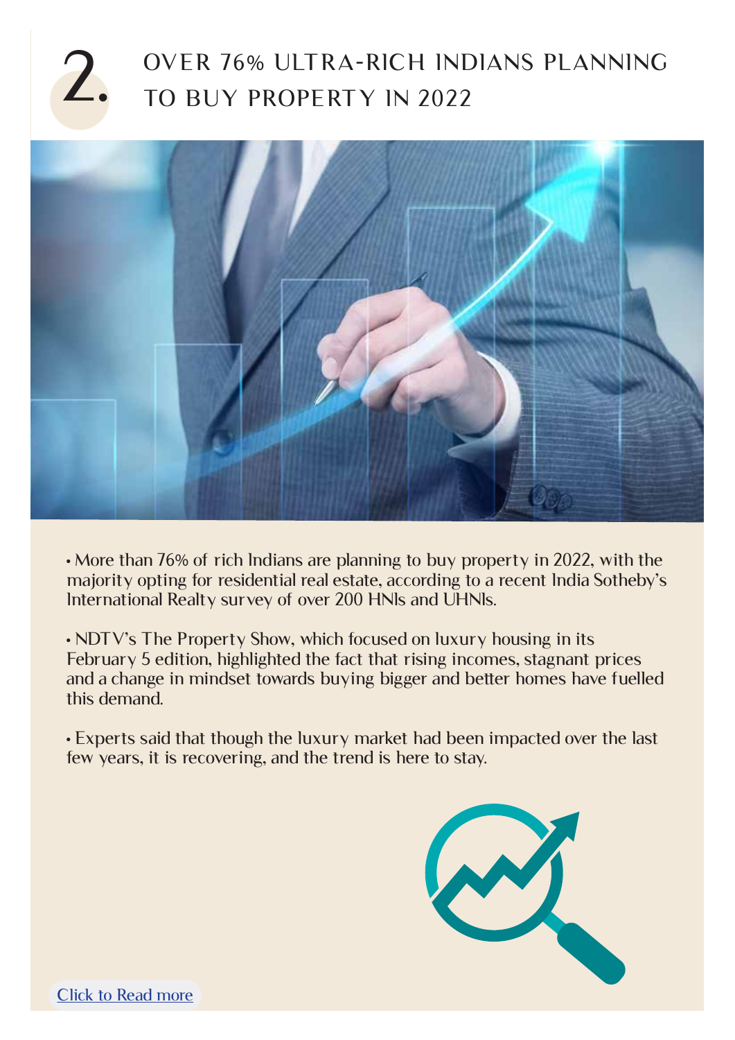## 2. OVER 76% ULTRA-RICH INDIANS PLANNING TO BUY PROPERTY IN 2022

• More than 76% of rich Indians are planning to buy property in 2022, with the majority opting for residential real estate, according to a recent India Sotheby's International Realty survey of over 200 HNIs and UHNIs.

• NDTV's The Property Show, which focused on luxury housing in its February 5 edition, highlighted the fact that rising incomes, stagnant prices and a change in mindset towards buying bigger and better homes have fuelled this demand.

• Experts said that though the luxury market had been impacted over the last few years, it is recovering, and the trend is here to stay.

Click to Read more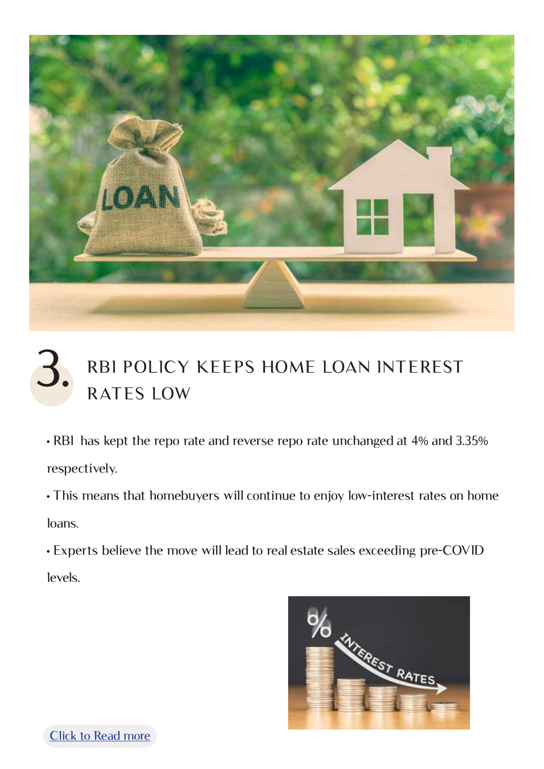## 3. RBI POLICY KEEPS HOME LOAN INTEREST RATES LOW

- RBI has kept the repo rate and reverse repo rate unchanged at 4% and 3.35% respectively.
- This means that homebuyers will continue to enjoy low-interest rates on home loans.
- Experts believe the move will lead to real estate sales exceeding pre-COVID levels.

Click to Read more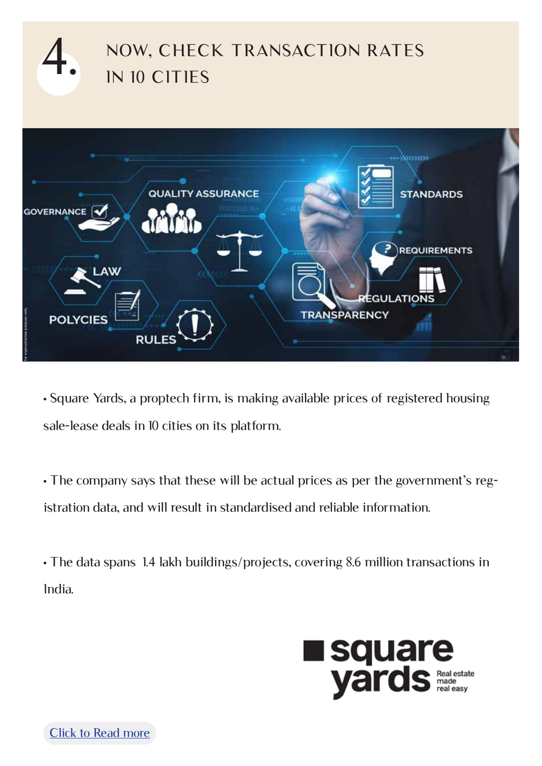# 4. NOW, CHECK TRANSACTION RATES IN 10 CITIES

- Square Yards, a proptech firm, is making available prices of registered housing sale-lease deals in 10 cities on its platform.

- The company says that these will be actual prices as per the government's registration data, and will result in standardised and reliable information.

- The data spans 1.4 lakh buildings/projects, covering 8.6 million transactions in India.

Click to Read more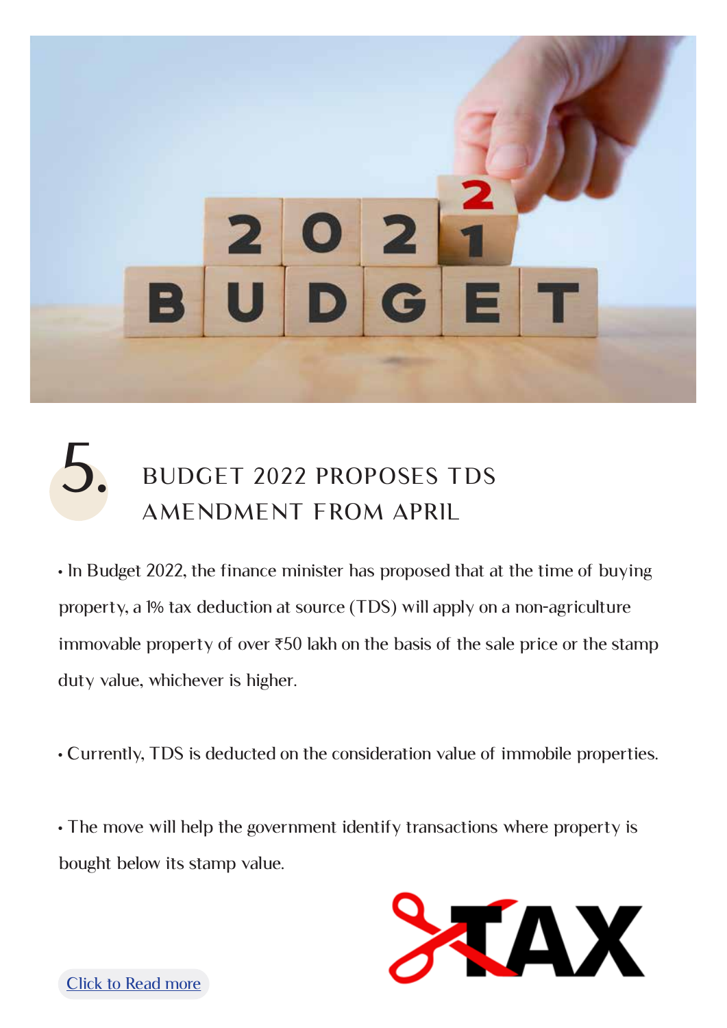## 5. BUDGET 2022 PROPOSES TDS AMENDMENT FROM APRIL

- In Budget 2022, the finance minister has proposed that at the time of buying property, a 1% tax deduction at source (TDS) will apply on a non-agriculture immovable property of over ₹50 lakh on the basis of the sale price or the stamp duty value, whichever is higher.

- Currently, TDS is deducted on the consideration value of immobile properties.

- The move will help the government identify transactions where property is bought below its stamp value.

Click to Read more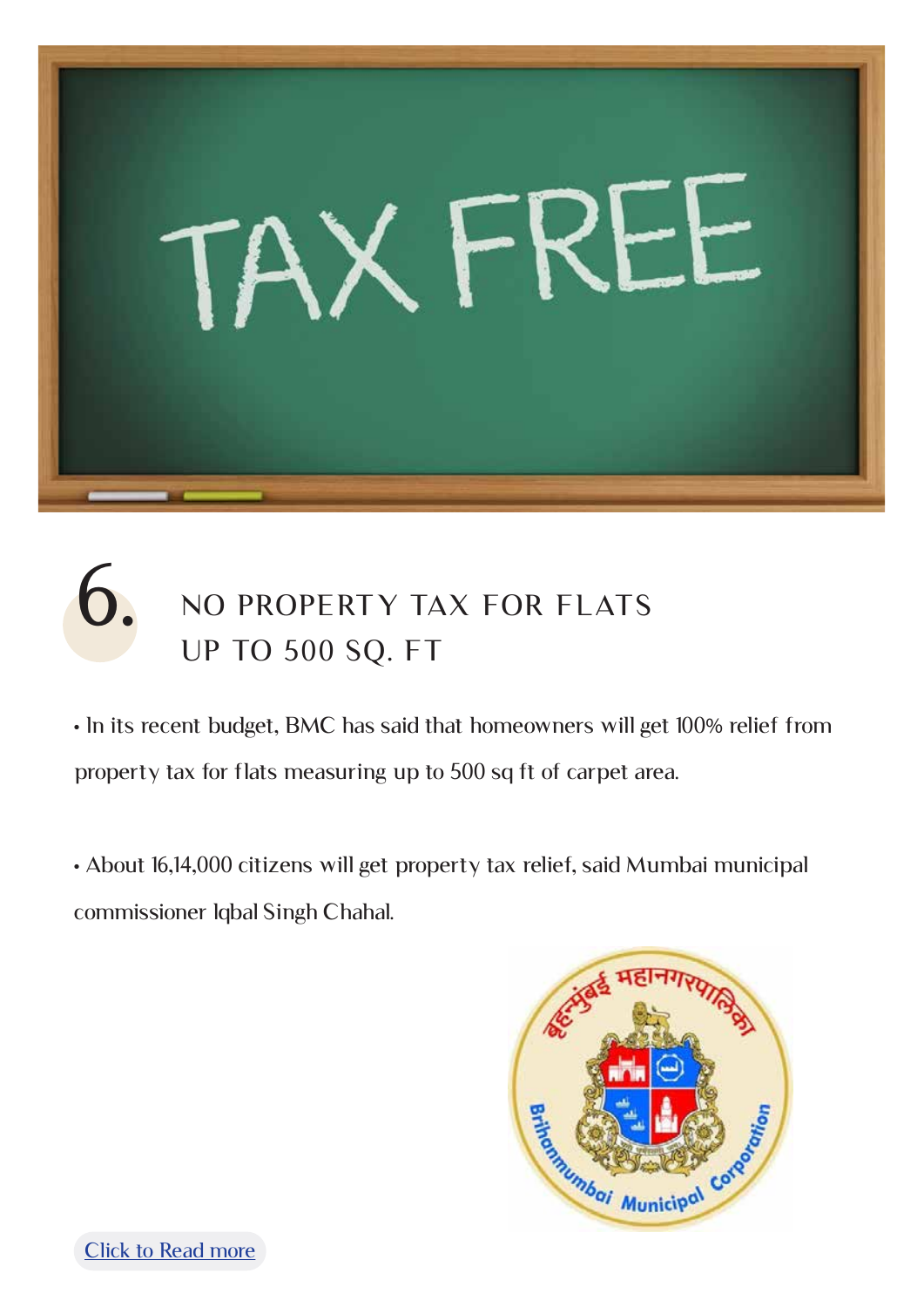## 6. NO PROPERTY TAX FOR FLATS UP TO 500 SQ. FT

- In its recent budget, BMC has said that homeowners will get 100% relief from property tax for flats measuring up to 500 sq ft of carpet area.

- About 16,14,000 citizens will get property tax relief, said Mumbai municipal commissioner Iqbal Singh Chahal.

Click to Read more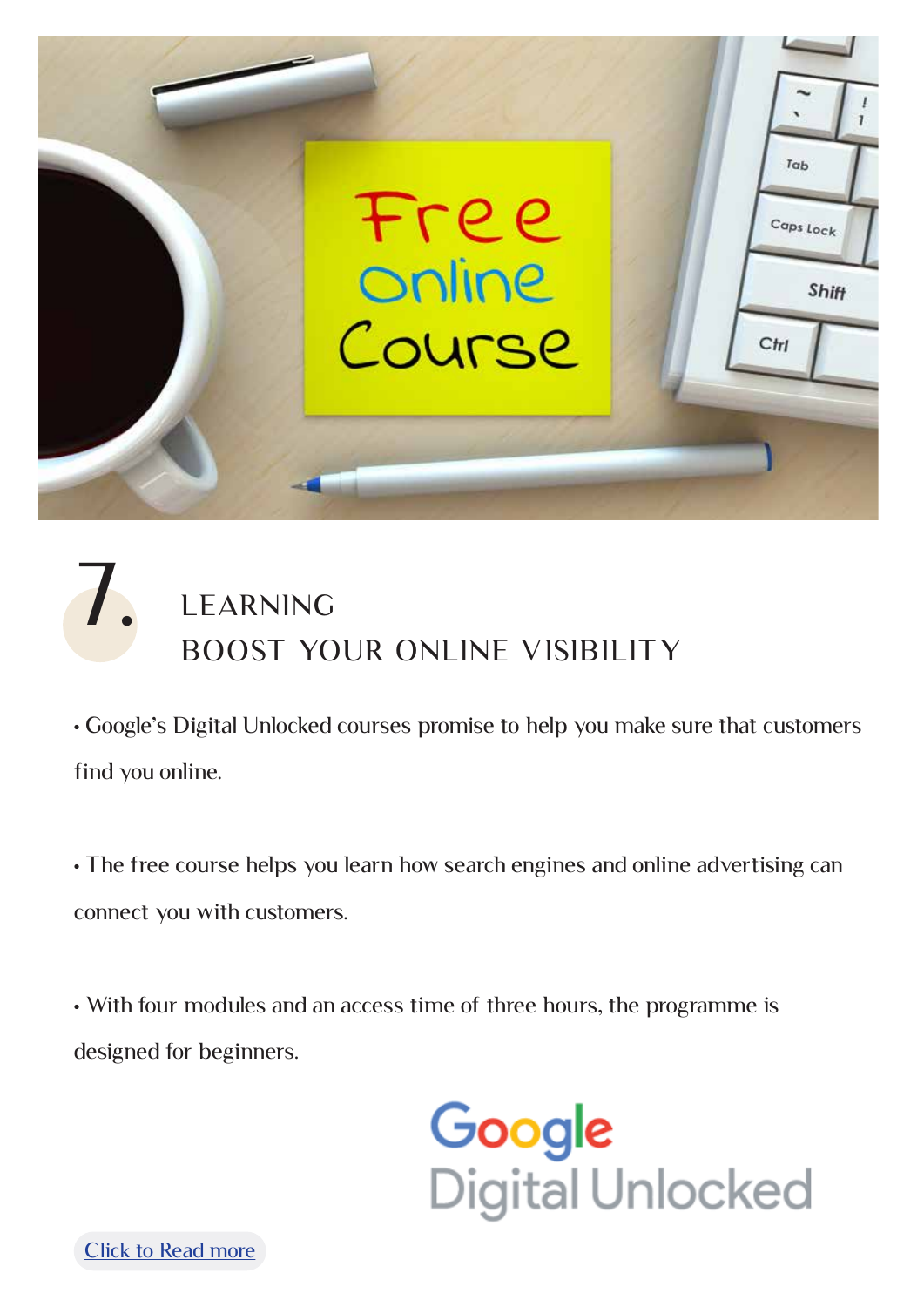## 7. LEARNING
## BOOST YOUR ONLINE VISIBILITY

- Google's Digital Unlocked courses promise to help you make sure that customers find you online.

- The free course helps you learn how search engines and online advertising can connect you with customers.

- With four modules and an access time of three hours, the programme is designed for beginners.

Google Digital Unlocked

Click to Read more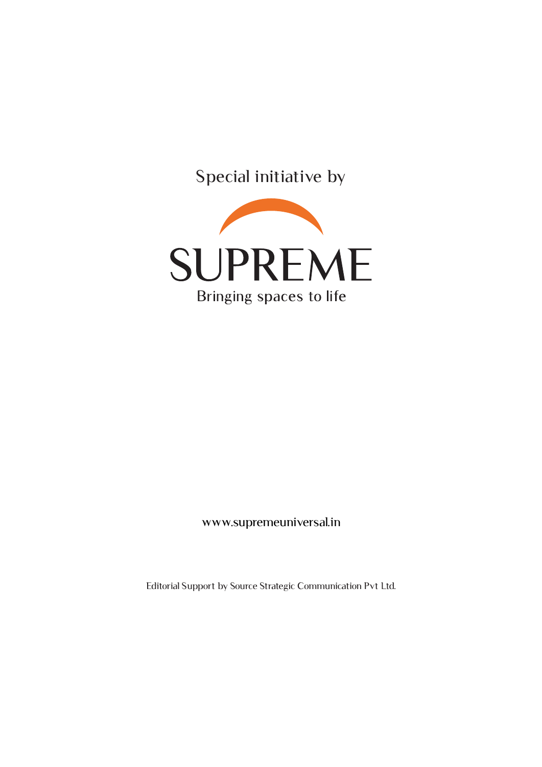Special initiative by

SUPREME

Bringing spaces to life

www.supremeuniversal.in

Editorial Support by Source Strategic Communication Pvt Ltd.